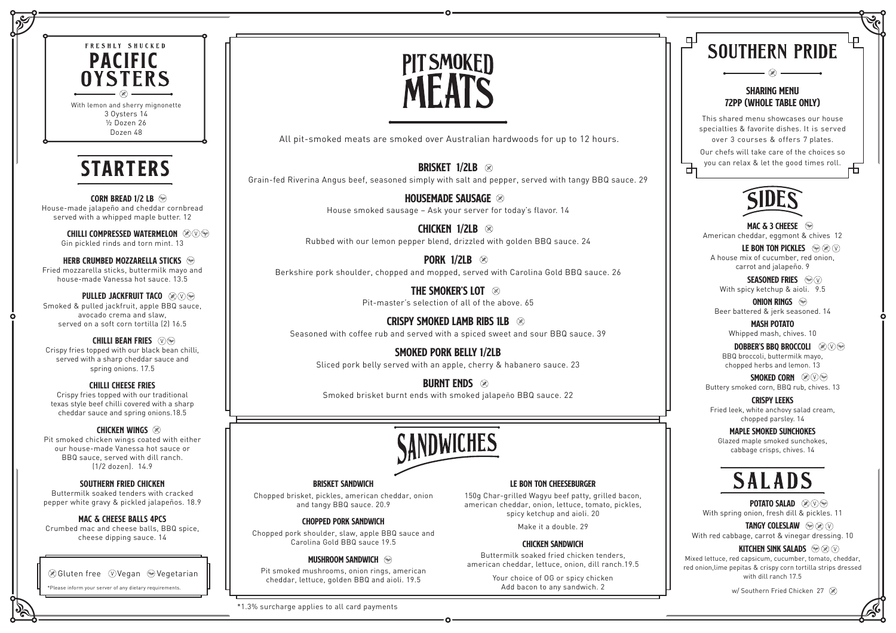FRESHLY SHUCKED

# PACIFIC OYSTERS

With lemon and sherry mignonette
3 Oysters 14
½ Dozen 26
Dozen 48

# STARTERS

**CORN BREAD 1/2 LB** (Vegetarian)
House-made jalapeño and cheddar cornbread served with a whipped maple butter. 12

**CHILLI COMPRESSED WATERMELON** (Gluten free, Vegan, Vegetarian)
Gin pickled rinds and torn mint. 13

**HERB CRUMBED MOZZARELLA STICKS** (Vegetarian)
Fried mozzarella sticks, buttermilk mayo and house-made Vanessa hot sauce. 13.5

**PULLED JACKFRUIT TACO** (Gluten free, Vegan, Vegetarian)
Smoked & pulled jackfruit, apple BBQ sauce, avocado crema and slaw, served on a soft corn tortilla (2) 16.5

**CHILLI BEAN FRIES** (Vegan, Vegetarian)
Crispy fries topped with our black bean chilli, served with a sharp cheddar sauce and spring onions. 17.5

**CHILLI CHEESE FRIES**
Crispy fries topped with our traditional texas style beef chilli covered with a sharp cheddar sauce and spring onions.18.5

**CHICKEN WINGS** (Gluten free)
Pit smoked chicken wings coated with either our house-made Vanessa hot sauce or BBQ sauce, served with dill ranch. (1/2 dozen). 14.9

**SOUTHERN FRIED CHICKEN**
Buttermilk soaked tenders with cracked pepper white gravy & pickled jalapeños. 18.9

**MAC & CHEESE BALLS 4PCS**
Crumbed mac and cheese balls, BBQ spice, cheese dipping sauce. 14

Gluten free | Vegan | Vegetarian

*Please inform your server of any dietary requirements.

# PIT SMOKED MEATS

All pit-smoked meats are smoked over Australian hardwoods for up to 12 hours.

**BRISKET 1/2LB** (Gluten free)
Grain-fed Riverina Angus beef, seasoned simply with salt and pepper, served with tangy BBQ sauce. 29

**HOUSEMADE SAUSAGE** (Gluten free)
House smoked sausage – Ask your server for today's flavor. 14

**CHICKEN 1/2LB** (Gluten free)
Rubbed with our lemon pepper blend, drizzled with golden BBQ sauce. 24

**PORK 1/2LB** (Gluten free)
Berkshire pork shoulder, chopped and mopped, served with Carolina Gold BBQ sauce. 26

**THE SMOKER'S LOT** (Gluten free)
Pit-master's selection of all of the above. 65

**CRISPY SMOKED LAMB RIBS 1LB** (Gluten free)
Seasoned with coffee rub and served with a spiced sweet and sour BBQ sauce. 39

**SMOKED PORK BELLY 1/2LB**
Sliced pork belly served with an apple, cherry & habanero sauce. 23

**BURNT ENDS** (Gluten free)
Smoked brisket burnt ends with smoked jalapeño BBQ sauce. 22

# SANDWICHES

**BRISKET SANDWICH**
Chopped brisket, pickles, american cheddar, onion and tangy BBQ sauce. 20.9

**CHOPPED PORK SANDWICH**
Chopped pork shoulder, slaw, apple BBQ sauce and Carolina Gold BBQ sauce 19.5

**MUSHROOM SANDWICH** (Vegetarian)
Pit smoked mushrooms, onion rings, american cheddar, lettuce, golden BBQ and aioli. 19.5

**LE BON TON CHEESEBURGER**
150g Char-grilled Wagyu beef patty, grilled bacon, american cheddar, onion, lettuce, tomato, pickles, spicy ketchup and aioli. 20

Make it a double. 29

**CHICKEN SANDWICH**
Buttermilk soaked fried chicken tenders, american cheddar, lettuce, onion, dill ranch.19.5

Your choice of OG or spicy chicken
Add bacon to any sandwich. 2

*1.3% surcharge applies to all card payments

# SOUTHERN PRIDE

## SHARING MENU 72PP (WHOLE TABLE ONLY)

This shared menu showcases our house specialties & favorite dishes. It is served over 3 courses & offers 7 plates.

Our chefs will take care of the choices so you can relax & let the good times roll.

# SIDES

**MAC & 3 CHEESE** (Vegetarian)
American cheddar, eggmont & chives 12

**LE BON TON PICKLES** (Vegetarian, Gluten free, Vegan)
A house mix of cucumber, red onion, carrot and jalapeño. 9

**SEASONED FRIES** (Vegetarian, Vegan)
With spicy ketchup & aioli. 9.5

**ONION RINGS** (Vegetarian)
Beer battered & jerk seasoned. 14

**MASH POTATO**
Whipped mash, chives. 10

**DOBBER'S BBQ BROCCOLI** (Gluten free, Vegan, Vegetarian)
BBQ broccoli, buttermilk mayo, chopped herbs and lemon. 13

**SMOKED CORN** (Gluten free, Vegan, Vegetarian)
Buttery smoked corn, BBQ rub, chives. 13

**CRISPY LEEKS**
Fried leek, white anchovy salad cream, chopped parsley. 14

**MAPLE SMOKED SUNCHOKES**
Glazed maple smoked sunchokes, cabbage crisps, chives. 14

# SALADS

**POTATO SALAD** (Gluten free, Vegan, Vegetarian)
With spring onion, fresh dill & pickles. 11

**TANGY COLESLAW** (Vegetarian, Gluten free, Vegan)
With red cabbage, carrot & vinegar dressing. 10

**KITCHEN SINK SALADS** (Vegetarian, Gluten free, Vegan)
Mixed lettuce, red capsicum, cucumber, tomato, cheddar, red onion,lime pepitas & crispy corn tortilla strips dressed with dill ranch 17.5

w/ Southern Fried Chicken 27 (Gluten free)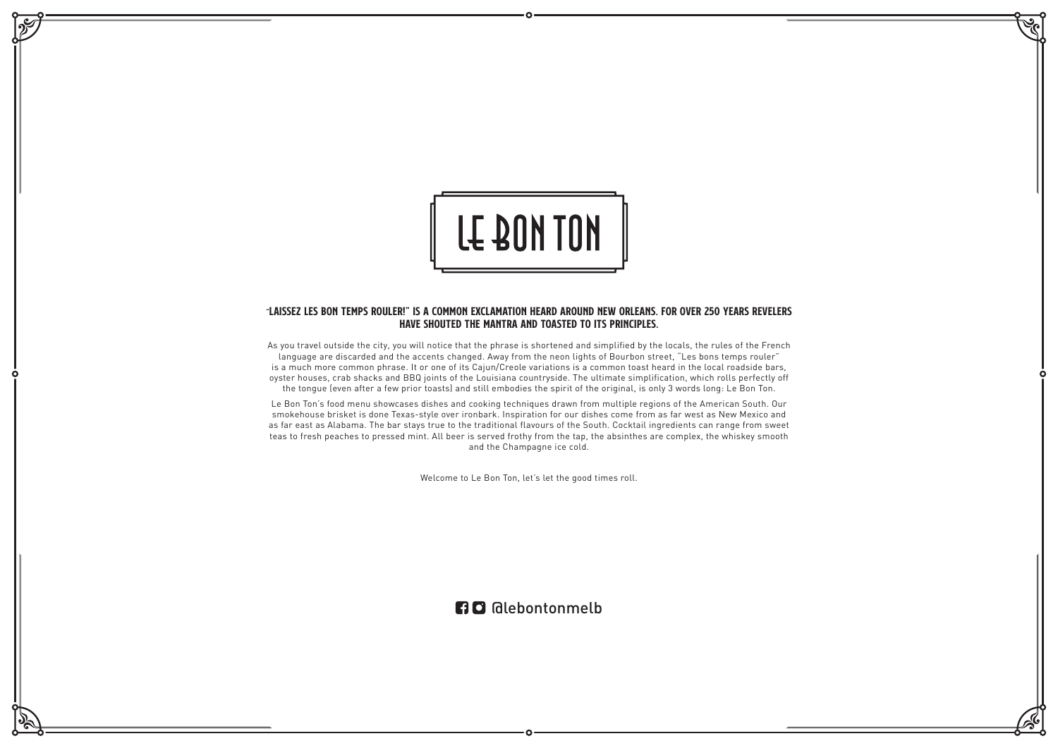# LE BON TON

**"LAISSEZ LES BON TEMPS ROULER!" IS A COMMON EXCLAMATION HEARD AROUND NEW ORLEANS. FOR OVER 250 YEARS REVELERS HAVE SHOUTED THE MANTRA AND TOASTED TO ITS PRINCIPLES.**

As you travel outside the city, you will notice that the phrase is shortened and simplified by the locals, the rules of the French language are discarded and the accents changed. Away from the neon lights of Bourbon street, "Les bons temps rouler" is a much more common phrase. It or one of its Cajun/Creole variations is a common toast heard in the local roadside bars, oyster houses, crab shacks and BBQ joints of the Louisiana countryside. The ultimate simplification, which rolls perfectly off the tongue (even after a few prior toasts) and still embodies the spirit of the original, is only 3 words long: Le Bon Ton.

Le Bon Ton's food menu showcases dishes and cooking techniques drawn from multiple regions of the American South. Our smokehouse brisket is done Texas-style over ironbark. Inspiration for our dishes come from as far west as New Mexico and as far east as Alabama. The bar stays true to the traditional flavours of the South. Cocktail ingredients can range from sweet teas to fresh peaches to pressed mint. All beer is served frothy from the tap, the absinthes are complex, the whiskey smooth and the Champagne ice cold.

Welcome to Le Bon Ton, let's let the good times roll.

@lebontonmelb